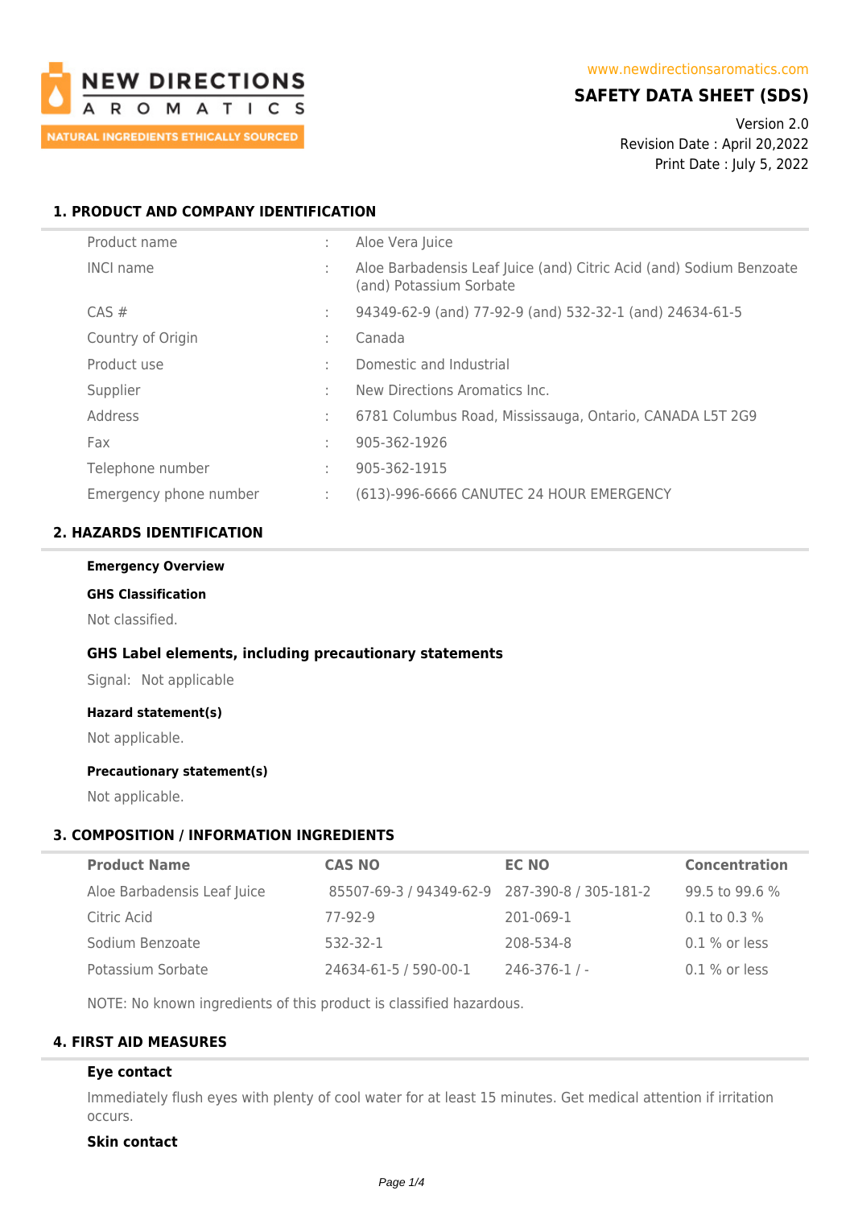NEW DIRECTIONS AROMATICS
NATURAL INGREDIENTS ETHICALLY SOURCED

www.newdirectionsaromatics.com

# SAFETY DATA SHEET (SDS)

Version 2.0
Revision Date : April 20,2022
Print Date : July 5, 2022

## 1. PRODUCT AND COMPANY IDENTIFICATION

| | | |
|---|---|---|
| Product name | : | Aloe Vera Juice |
| INCI name | : | Aloe Barbadensis Leaf Juice (and) Citric Acid (and) Sodium Benzoate (and) Potassium Sorbate |
| CAS # | : | 94349-62-9 (and) 77-92-9 (and) 532-32-1 (and) 24634-61-5 |
| Country of Origin | : | Canada |
| Product use | : | Domestic and Industrial |
| Supplier | : | New Directions Aromatics Inc. |
| Address | : | 6781 Columbus Road, Mississauga, Ontario, CANADA L5T 2G9 |
| Fax | : | 905-362-1926 |
| Telephone number | : | 905-362-1915 |
| Emergency phone number | : | (613)-996-6666 CANUTEC 24 HOUR EMERGENCY |

## 2. HAZARDS IDENTIFICATION

**Emergency Overview**

**GHS Classification**

Not classified.

### GHS Label elements, including precautionary statements

Signal: Not applicable

**Hazard statement(s)**

Not applicable.

**Precautionary statement(s)**

Not applicable.

## 3. COMPOSITION / INFORMATION INGREDIENTS

| Product Name | CAS NO | EC NO | Concentration |
|---|---|---|---|
| Aloe Barbadensis Leaf Juice | 85507-69-3 / 94349-62-9 | 287-390-8 / 305-181-2 | 99.5 to 99.6 % |
| Citric Acid | 77-92-9 | 201-069-1 | 0.1 to 0.3 % |
| Sodium Benzoate | 532-32-1 | 208-534-8 | 0.1 % or less |
| Potassium Sorbate | 24634-61-5 / 590-00-1 | 246-376-1 / - | 0.1 % or less |

NOTE: No known ingredients of this product is classified hazardous.

## 4. FIRST AID MEASURES

**Eye contact**

Immediately flush eyes with plenty of cool water for at least 15 minutes. Get medical attention if irritation occurs.

**Skin contact**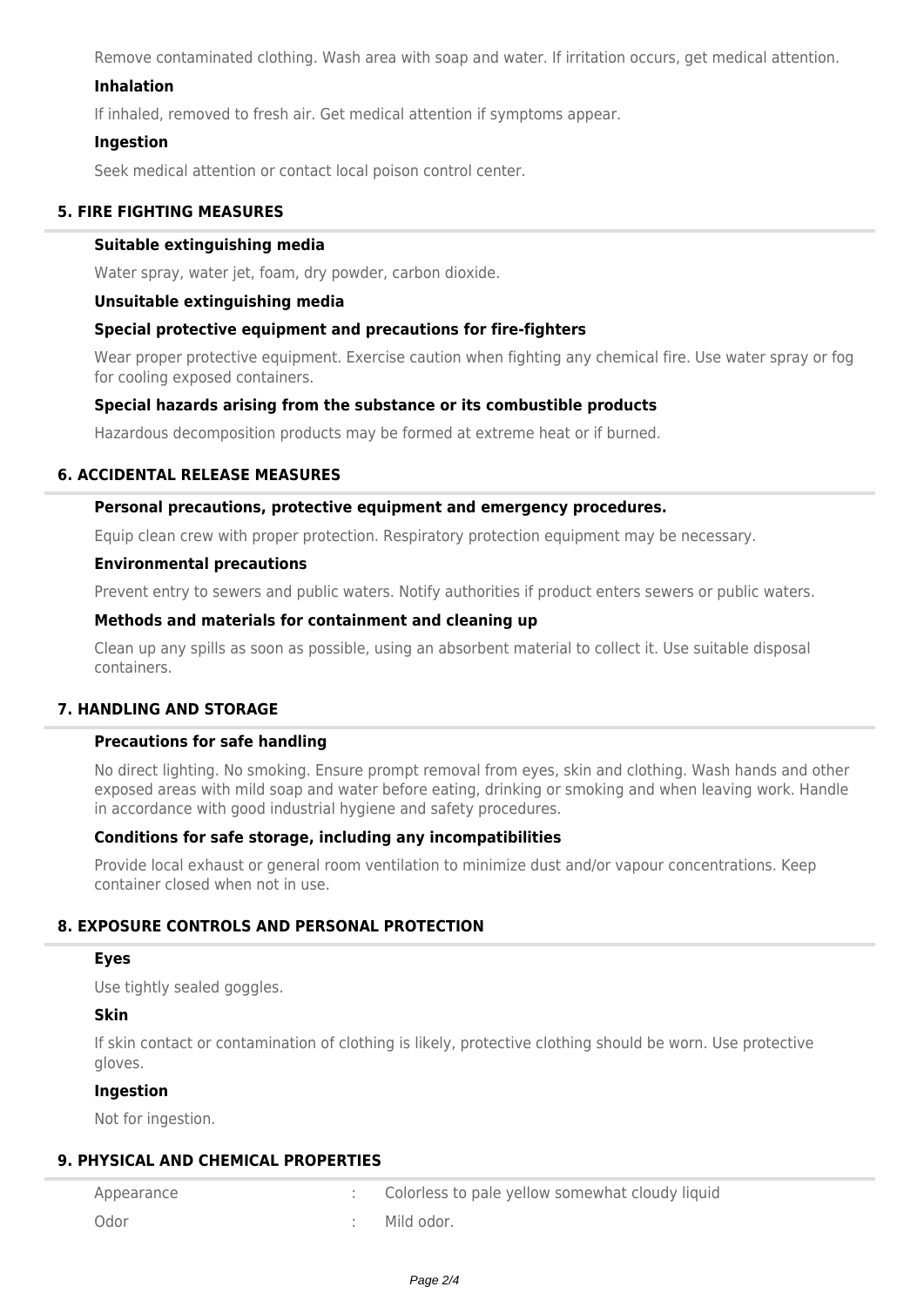Remove contaminated clothing. Wash area with soap and water. If irritation occurs, get medical attention.

### Inhalation

If inhaled, removed to fresh air. Get medical attention if symptoms appear.

### Ingestion

Seek medical attention or contact local poison control center.

## 5. FIRE FIGHTING MEASURES

### Suitable extinguishing media

Water spray, water jet, foam, dry powder, carbon dioxide.

### Unsuitable extinguishing media

### Special protective equipment and precautions for fire-fighters

Wear proper protective equipment. Exercise caution when fighting any chemical fire. Use water spray or fog for cooling exposed containers.

### Special hazards arising from the substance or its combustible products

Hazardous decomposition products may be formed at extreme heat or if burned.

## 6. ACCIDENTAL RELEASE MEASURES

### Personal precautions, protective equipment and emergency procedures.

Equip clean crew with proper protection. Respiratory protection equipment may be necessary.

### Environmental precautions

Prevent entry to sewers and public waters. Notify authorities if product enters sewers or public waters.

### Methods and materials for containment and cleaning up

Clean up any spills as soon as possible, using an absorbent material to collect it. Use suitable disposal containers.

## 7. HANDLING AND STORAGE

### Precautions for safe handling

No direct lighting. No smoking. Ensure prompt removal from eyes, skin and clothing. Wash hands and other exposed areas with mild soap and water before eating, drinking or smoking and when leaving work. Handle in accordance with good industrial hygiene and safety procedures.

### Conditions for safe storage, including any incompatibilities

Provide local exhaust or general room ventilation to minimize dust and/or vapour concentrations. Keep container closed when not in use.

## 8. EXPOSURE CONTROLS AND PERSONAL PROTECTION

### Eyes

Use tightly sealed goggles.

### Skin

If skin contact or contamination of clothing is likely, protective clothing should be worn. Use protective gloves.

### Ingestion

Not for ingestion.

## 9. PHYSICAL AND CHEMICAL PROPERTIES

| | | |
|---|---|---|
| Appearance | : | Colorless to pale yellow somewhat cloudy liquid |
| Odor | : | Mild odor. |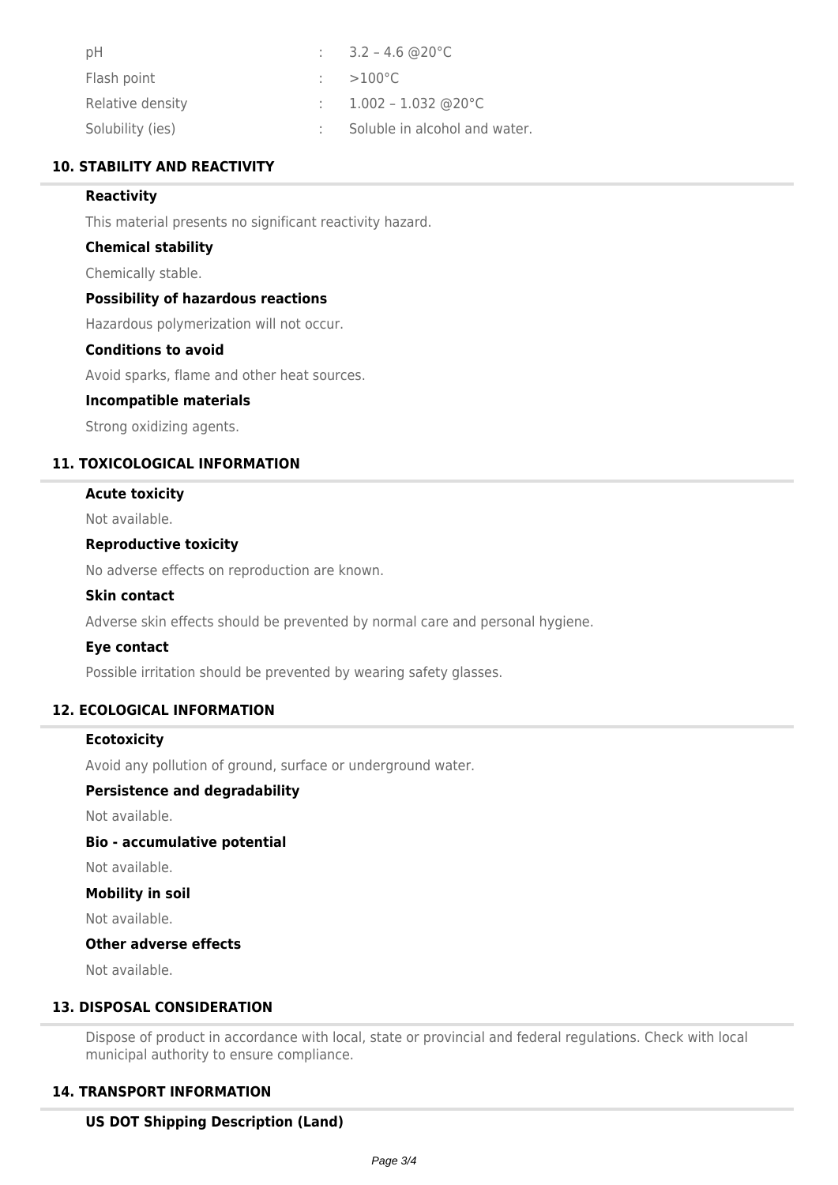| | | |
|---|---|---|
| pH | : | 3.2 – 4.6 @20°C |
| Flash point | : | >100°C |
| Relative density | : | 1.002 – 1.032 @20°C |
| Solubility (ies) | : | Soluble in alcohol and water. |

## 10. STABILITY AND REACTIVITY

### Reactivity

This material presents no significant reactivity hazard.

### Chemical stability

Chemically stable.

### Possibility of hazardous reactions

Hazardous polymerization will not occur.

### Conditions to avoid

Avoid sparks, flame and other heat sources.

### Incompatible materials

Strong oxidizing agents.

## 11. TOXICOLOGICAL INFORMATION

### Acute toxicity

Not available.

### Reproductive toxicity

No adverse effects on reproduction are known.

### Skin contact

Adverse skin effects should be prevented by normal care and personal hygiene.

### Eye contact

Possible irritation should be prevented by wearing safety glasses.

## 12. ECOLOGICAL INFORMATION

### Ecotoxicity

Avoid any pollution of ground, surface or underground water.

### Persistence and degradability

Not available.

### Bio - accumulative potential

Not available.

### Mobility in soil

Not available.

### Other adverse effects

Not available.

## 13. DISPOSAL CONSIDERATION

Dispose of product in accordance with local, state or provincial and federal regulations. Check with local municipal authority to ensure compliance.

## 14. TRANSPORT INFORMATION

### US DOT Shipping Description (Land)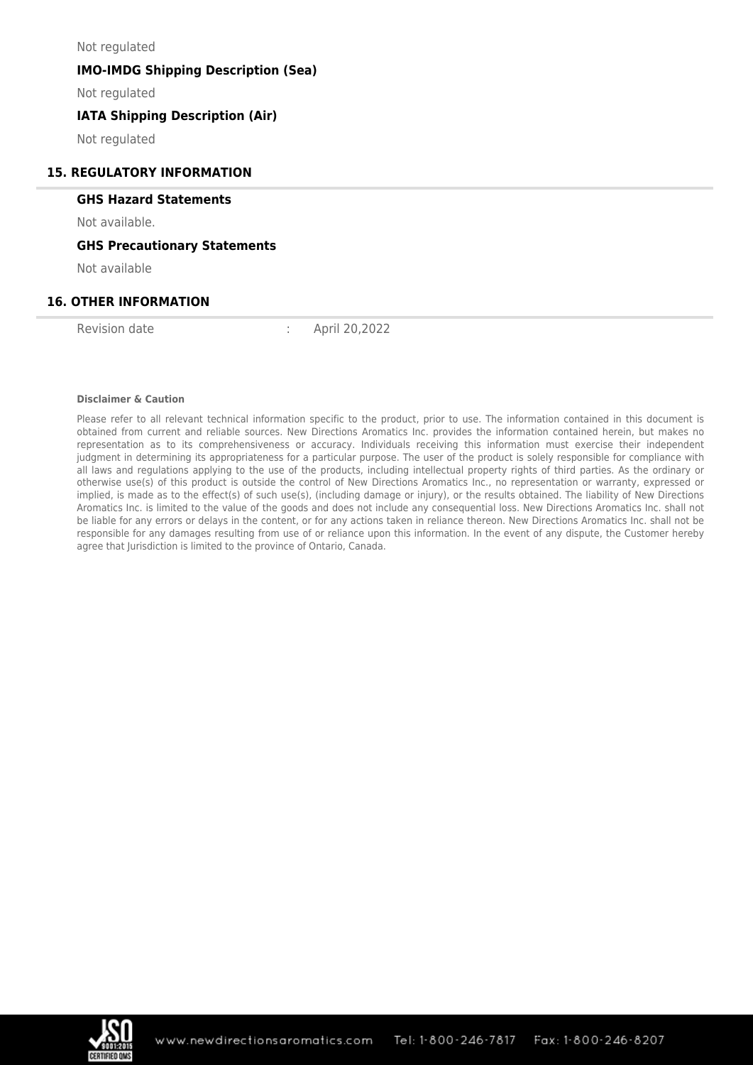Not regulated

**IMO-IMDG Shipping Description (Sea)**

Not regulated

**IATA Shipping Description (Air)**

Not regulated

## 15. REGULATORY INFORMATION

**GHS Hazard Statements**

Not available.

**GHS Precautionary Statements**

Not available

## 16. OTHER INFORMATION

Revision date : April 20,2022

**Disclaimer & Caution**

Please refer to all relevant technical information specific to the product, prior to use. The information contained in this document is obtained from current and reliable sources. New Directions Aromatics Inc. provides the information contained herein, but makes no representation as to its comprehensiveness or accuracy. Individuals receiving this information must exercise their independent judgment in determining its appropriateness for a particular purpose. The user of the product is solely responsible for compliance with all laws and regulations applying to the use of the products, including intellectual property rights of third parties. As the ordinary or otherwise use(s) of this product is outside the control of New Directions Aromatics Inc., no representation or warranty, expressed or implied, is made as to the effect(s) of such use(s), (including damage or injury), or the results obtained. The liability of New Directions Aromatics Inc. is limited to the value of the goods and does not include any consequential loss. New Directions Aromatics Inc. shall not be liable for any errors or delays in the content, or for any actions taken in reliance thereon. New Directions Aromatics Inc. shall not be responsible for any damages resulting from use of or reliance upon this information. In the event of any dispute, the Customer hereby agree that Jurisdiction is limited to the province of Ontario, Canada.